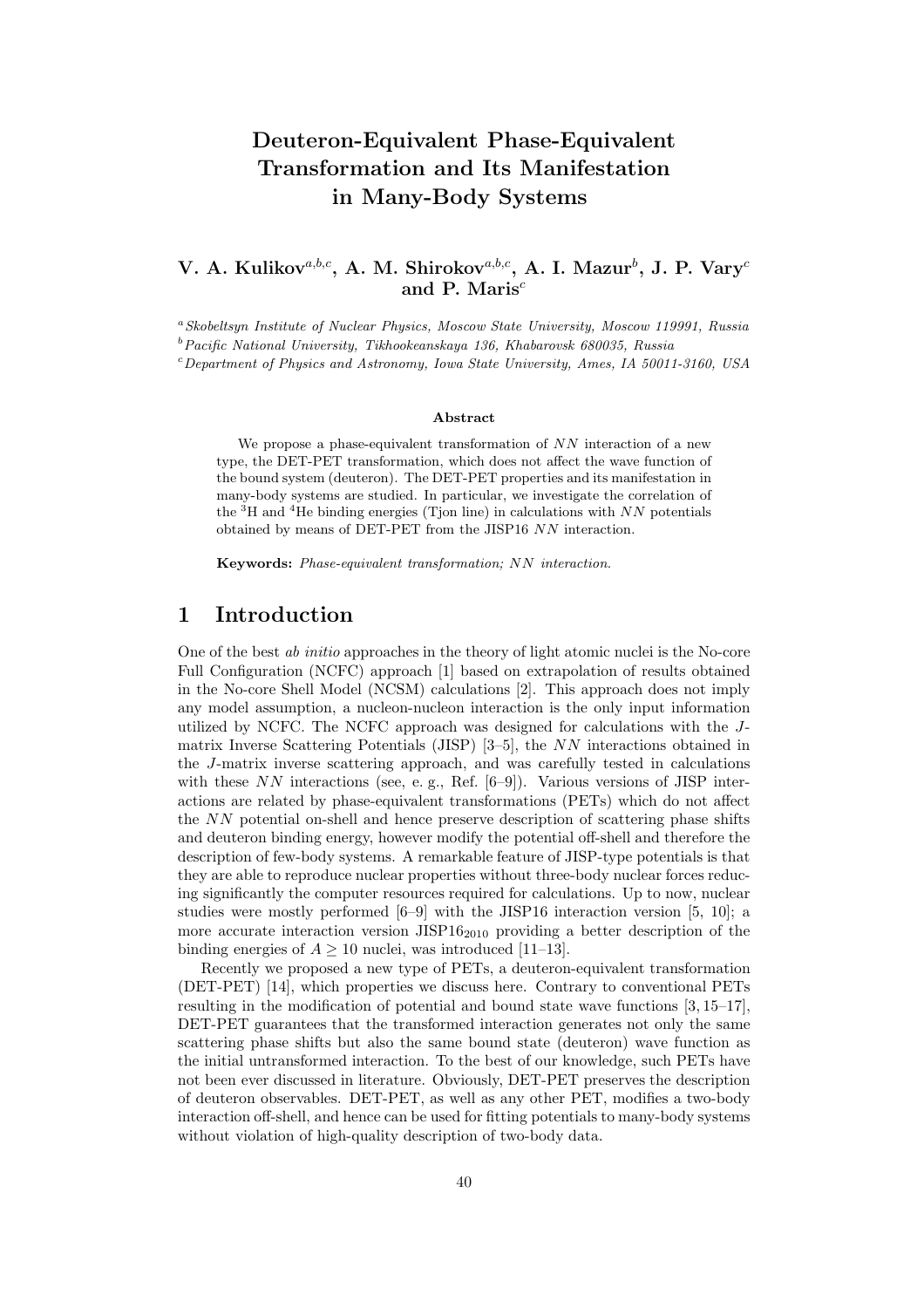# Deuteron-Equivalent Phase-Equivalent Transformation and Its Manifestation in Many-Body Systems

**V. A. Kulikov**[a,b,c], **A. M. Shirokov**[a,b,c], **A. I. Mazur**[b], **J. P. Vary**[c] **and P. Maris**[c]

[a] *Skobeltsyn Institute of Nuclear Physics, Moscow State University, Moscow 119991, Russia*
[b] *Pacific National University, Tikhookeanskaya 136, Khabarovsk 680035, Russia*
[c] *Department of Physics and Astronomy, Iowa State University, Ames, IA 50011-3160, USA*

#### Abstract

We propose a phase-equivalent transformation of $NN$ interaction of a new type, the DET-PET transformation, which does not affect the wave function of the bound system (deuteron). The DET-PET properties and its manifestation in many-body systems are studied. In particular, we investigate the correlation of the $^3$H and $^4$He binding energies (Tjon line) in calculations with $NN$ potentials obtained by means of DET-PET from the JISP16 $NN$ interaction.

**Keywords:** *Phase-equivalent transformation; $NN$ interaction.*

## 1 Introduction

One of the best *ab initio* approaches in the theory of light atomic nuclei is the No-core Full Configuration (NCFC) approach [1] based on extrapolation of results obtained in the No-core Shell Model (NCSM) calculations [2]. This approach does not imply any model assumption, a nucleon-nucleon interaction is the only input information utilized by NCFC. The NCFC approach was designed for calculations with the $J$-matrix Inverse Scattering Potentials (JISP) [3–5], the $NN$ interactions obtained in the $J$-matrix inverse scattering approach, and was carefully tested in calculations with these $NN$ interactions (see, e. g., Ref. [6–9]). Various versions of JISP interactions are related by phase-equivalent transformations (PETs) which do not affect the $NN$ potential on-shell and hence preserve description of scattering phase shifts and deuteron binding energy, however modify the potential off-shell and therefore the description of few-body systems. A remarkable feature of JISP-type potentials is that they are able to reproduce nuclear properties without three-body nuclear forces reducing significantly the computer resources required for calculations. Up to now, nuclear studies were mostly performed [6–9] with the JISP16 interaction version [5, 10]; a more accurate interaction version JISP16$_{2010}$ providing a better description of the binding energies of $A \geq 10$ nuclei, was introduced [11–13].

Recently we proposed a new type of PETs, a deuteron-equivalent transformation (DET-PET) [14], which properties we discuss here. Contrary to conventional PETs resulting in the modification of potential and bound state wave functions [3, 15–17], DET-PET guarantees that the transformed interaction generates not only the same scattering phase shifts but also the same bound state (deuteron) wave function as the initial untransformed interaction. To the best of our knowledge, such PETs have not been ever discussed in literature. Obviously, DET-PET preserves the description of deuteron observables. DET-PET, as well as any other PET, modifies a two-body interaction off-shell, and hence can be used for fitting potentials to many-body systems without violation of high-quality description of two-body data.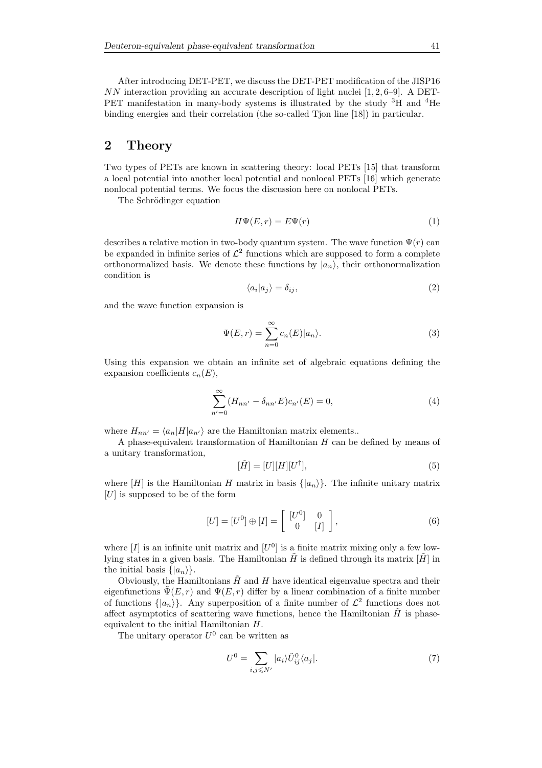After introducing DET-PET, we discuss the DET-PET modification of the JISP16 $NN$ interaction providing an accurate description of light nuclei [1, 2, 6–9]. A DET-PET manifestation in many-body systems is illustrated by the study $^3$H and $^4$He binding energies and their correlation (the so-called Tjon line [18]) in particular.

## 2 Theory

Two types of PETs are known in scattering theory: local PETs [15] that transform a local potential into another local potential and nonlocal PETs [16] which generate nonlocal potential terms. We focus the discussion here on nonlocal PETs.

The Schrödinger equation

$$H\Psi(E,r) = E\Psi(r) \tag{1}$$

describes a relative motion in two-body quantum system. The wave function $\Psi(r)$ can be expanded in infinite series of $\mathcal{L}^2$ functions which are supposed to form a complete orthonormalized basis. We denote these functions by $|a_n\rangle$, their orthonormalization condition is

$$\langle a_i | a_j \rangle = \delta_{ij}, \tag{2}$$

and the wave function expansion is

$$\Psi(E,r) = \sum_{n=0}^{\infty} c_n(E)|a_n\rangle. \tag{3}$$

Using this expansion we obtain an infinite set of algebraic equations defining the expansion coefficients $c_n(E)$,

$$\sum_{n'=0}^{\infty} (H_{nn'} - \delta_{nn'}E)c_{n'}(E) = 0, \tag{4}$$

where $H_{nn'} = \langle a_n|H|a_{n'}\rangle$ are the Hamiltonian matrix elements..

A phase-equivalent transformation of Hamiltonian $H$ can be defined by means of a unitary transformation,

$$[\tilde{H}] = [U][H][U^{\dagger}], \tag{5}$$

where $[H]$ is the Hamiltonian $H$ matrix in basis $\{|a_n\rangle\}$. The infinite unitary matrix $[U]$ is supposed to be of the form

$$[U] = [U^0] \oplus [I] = \begin{bmatrix} [U^0] & 0 \\ 0 & [I] \end{bmatrix}, \tag{6}$$

where $[I]$ is an infinite unit matrix and $[U^0]$ is a finite matrix mixing only a few low-lying states in a given basis. The Hamiltonian $\tilde{H}$ is defined through its matrix $[\tilde{H}]$ in the initial basis $\{|a_n\rangle\}$.

Obviously, the Hamiltonians $\tilde{H}$ and $H$ have identical eigenvalue spectra and their eigenfunctions $\tilde{\Psi}(E,r)$ and $\Psi(E,r)$ differ by a linear combination of a finite number of functions $\{|a_n\rangle\}$. Any superposition of a finite number of $\mathcal{L}^2$ functions does not affect asymptotics of scattering wave functions, hence the Hamiltonian $\tilde{H}$ is phase-equivalent to the initial Hamiltonian $H$.

The unitary operator $U^0$ can be written as

$$U^0 = \sum_{i,j \leqslant N'} |a_i\rangle \tilde{U}^0_{ij} \langle a_j|. \tag{7}$$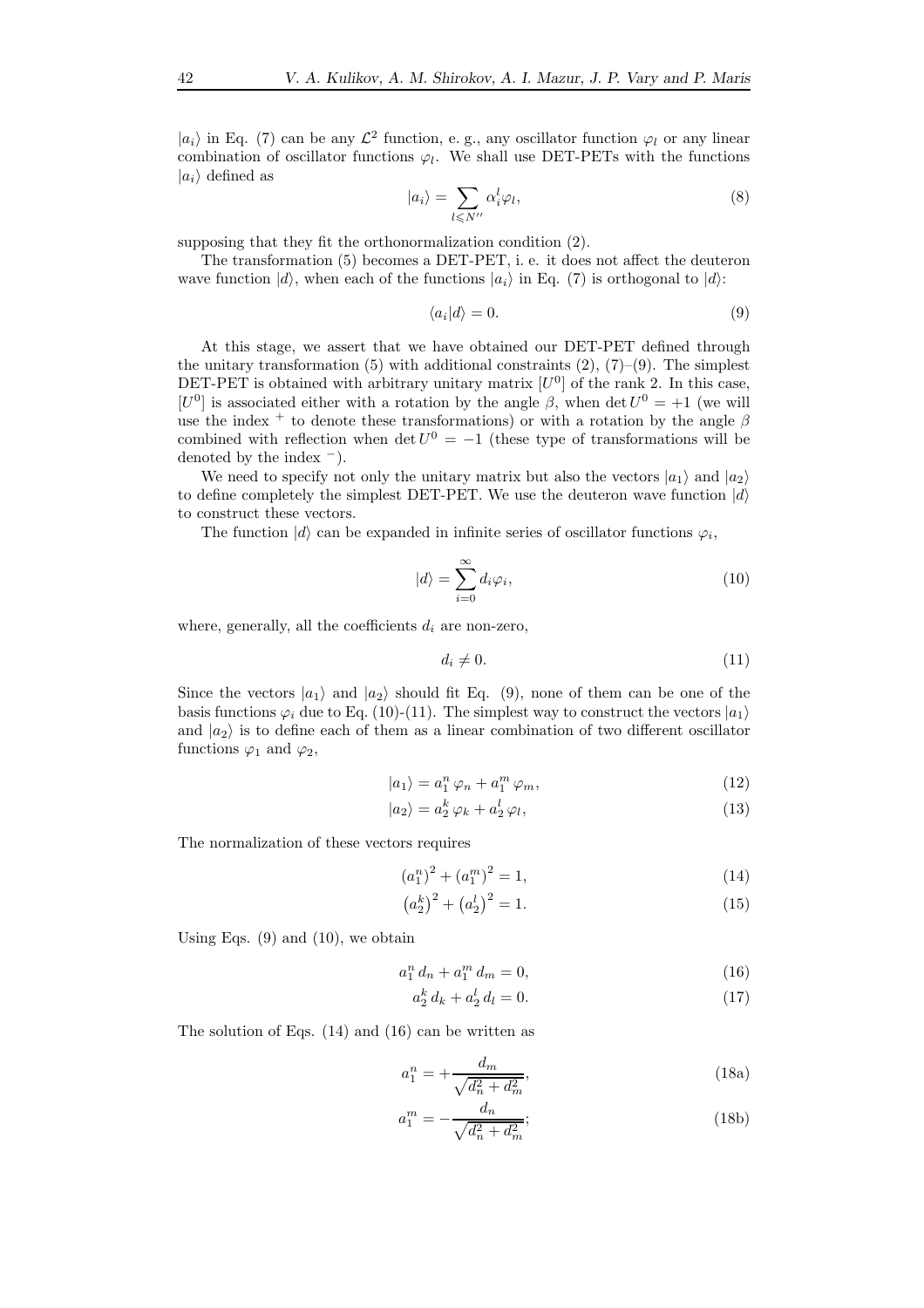$|a_i\rangle$ in Eq. (7) can be any $\mathcal{L}^2$ function, e. g., any oscillator function $\varphi_l$ or any linear combination of oscillator functions $\varphi_l$. We shall use DET-PETs with the functions $|a_i\rangle$ defined as

$$|a_i\rangle = \sum_{l \leqslant N''} \alpha_i^l \varphi_l, \tag{8}$$

supposing that they fit the orthonormalization condition (2).

The transformation (5) becomes a DET-PET, i. e. it does not affect the deuteron wave function $|d\rangle$, when each of the functions $|a_i\rangle$ in Eq. (7) is orthogonal to $|d\rangle$:

$$\langle a_i | d \rangle = 0. \tag{9}$$

At this stage, we assert that we have obtained our DET-PET defined through the unitary transformation (5) with additional constraints (2), (7)–(9). The simplest DET-PET is obtained with arbitrary unitary matrix $[U^0]$ of the rank 2. In this case, $[U^0]$ is associated either with a rotation by the angle $\beta$, when $\det U^0 = +1$ (we will use the index $^+$ to denote these transformations) or with a rotation by the angle $\beta$ combined with reflection when $\det U^0 = -1$ (these type of transformations will be denoted by the index $^-$).

We need to specify not only the unitary matrix but also the vectors $|a_1\rangle$ and $|a_2\rangle$ to define completely the simplest DET-PET. We use the deuteron wave function $|d\rangle$ to construct these vectors.

The function $|d\rangle$ can be expanded in infinite series of oscillator functions $\varphi_i$,

$$|d\rangle = \sum_{i=0}^{\infty} d_i \varphi_i, \tag{10}$$

where, generally, all the coefficients $d_i$ are non-zero,

$$d_i \neq 0. \tag{11}$$

Since the vectors $|a_1\rangle$ and $|a_2\rangle$ should fit Eq. (9), none of them can be one of the basis functions $\varphi_i$ due to Eq. (10)-(11). The simplest way to construct the vectors $|a_1\rangle$ and $|a_2\rangle$ is to define each of them as a linear combination of two different oscillator functions $\varphi_1$ and $\varphi_2$,

$$|a_1\rangle = a_1^n \, \varphi_n + a_1^m \, \varphi_m, \tag{12}$$

$$|a_2\rangle = a_2^k \, \varphi_k + a_2^l \, \varphi_l, \tag{13}$$

The normalization of these vectors requires

$$\left(a_1^n\right)^2 + \left(a_1^m\right)^2 = 1, \tag{14}$$

$$\left(a_2^k\right)^2 + \left(a_2^l\right)^2 = 1. \tag{15}$$

Using Eqs. (9) and (10), we obtain

$$a_1^n \, d_n + a_1^m \, d_m = 0, \tag{16}$$

$$a_2^k \, d_k + a_2^l \, d_l = 0. \tag{17}$$

The solution of Eqs. (14) and (16) can be written as

$$a_1^n = +\frac{d_m}{\sqrt{d_n^2 + d_m^2}}, \tag{18a}$$

$$a_1^m = -\frac{d_n}{\sqrt{d_n^2 + d_m^2}}; \tag{18b}$$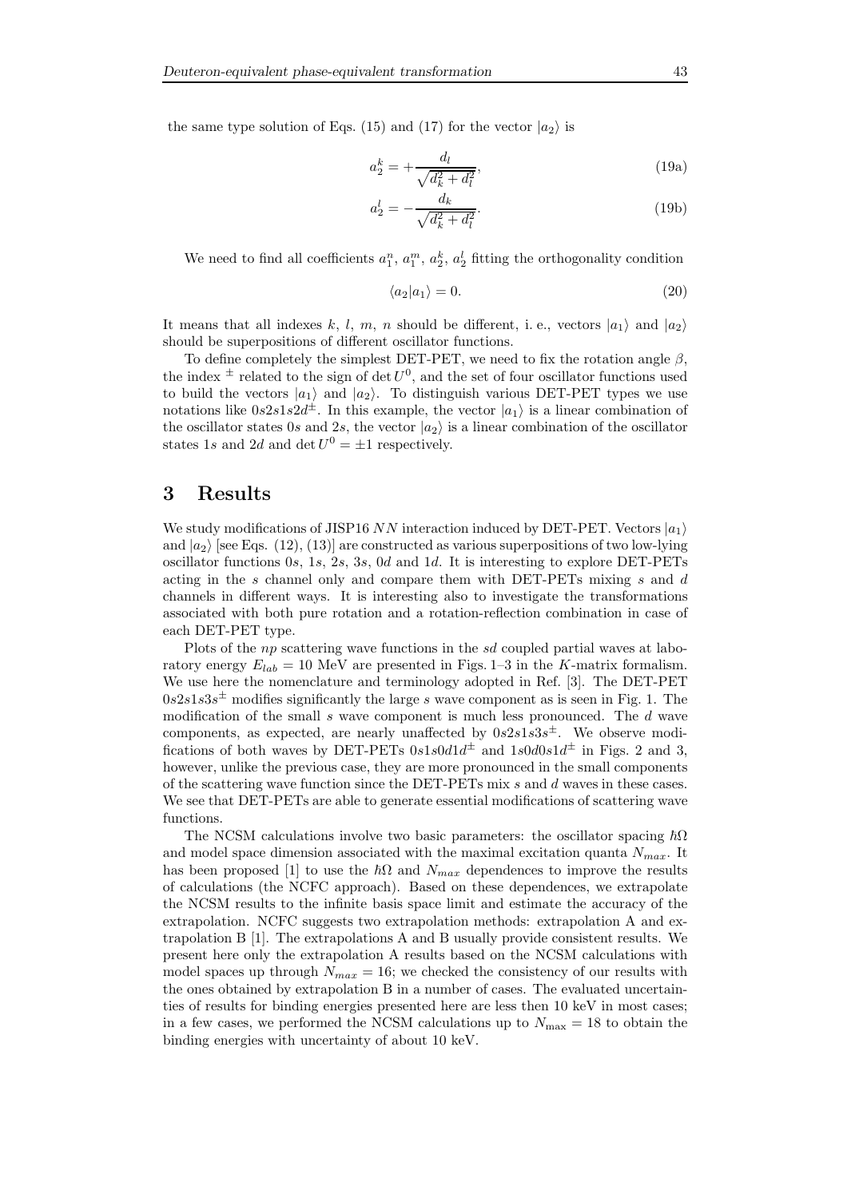the same type solution of Eqs. (15) and (17) for the vector $|a_2\rangle$ is

$$a_2^k = +\frac{d_l}{\sqrt{d_k^2 + d_l^2}}, \tag{19a}$$

$$a_2^l = -\frac{d_k}{\sqrt{d_k^2 + d_l^2}}. \tag{19b}$$

We need to find all coefficients $a_1^n$, $a_1^m$, $a_2^k$, $a_2^l$ fitting the orthogonality condition

$$\langle a_2 | a_1 \rangle = 0. \tag{20}$$

It means that all indexes $k$, $l$, $m$, $n$ should be different, i. e., vectors $|a_1\rangle$ and $|a_2\rangle$ should be superpositions of different oscillator functions.

To define completely the simplest DET-PET, we need to fix the rotation angle $\beta$, the index $^{\pm}$ related to the sign of $\det U^0$, and the set of four oscillator functions used to build the vectors $|a_1\rangle$ and $|a_2\rangle$. To distinguish various DET-PET types we use notations like $0s2s1s2d^{\pm}$. In this example, the vector $|a_1\rangle$ is a linear combination of the oscillator states $0s$ and $2s$, the vector $|a_2\rangle$ is a linear combination of the oscillator states $1s$ and $2d$ and $\det U^0 = \pm 1$ respectively.

## 3 Results

We study modifications of JISP16 $NN$ interaction induced by DET-PET. Vectors $|a_1\rangle$ and $|a_2\rangle$ [see Eqs. (12), (13)] are constructed as various superpositions of two low-lying oscillator functions $0s$, $1s$, $2s$, $3s$, $0d$ and $1d$. It is interesting to explore DET-PETs acting in the $s$ channel only and compare them with DET-PETs mixing $s$ and $d$ channels in different ways. It is interesting also to investigate the transformations associated with both pure rotation and a rotation-reflection combination in case of each DET-PET type.

Plots of the $np$ scattering wave functions in the $sd$ coupled partial waves at laboratory energy $E_{lab} = 10$ MeV are presented in Figs. 1–3 in the $K$-matrix formalism. We use here the nomenclature and terminology adopted in Ref. [3]. The DET-PET $0s2s1s3s^{\pm}$ modifies significantly the large $s$ wave component as is seen in Fig. 1. The modification of the small $s$ wave component is much less pronounced. The $d$ wave components, as expected, are nearly unaffected by $0s2s1s3s^{\pm}$. We observe modifications of both waves by DET-PETs $0s1s0d1d^{\pm}$ and $1s0d0s1d^{\pm}$ in Figs. 2 and 3, however, unlike the previous case, they are more pronounced in the small components of the scattering wave function since the DET-PETs mix $s$ and $d$ waves in these cases. We see that DET-PETs are able to generate essential modifications of scattering wave functions.

The NCSM calculations involve two basic parameters: the oscillator spacing $\hbar\Omega$ and model space dimension associated with the maximal excitation quanta $N_{max}$. It has been proposed [1] to use the $\hbar\Omega$ and $N_{max}$ dependences to improve the results of calculations (the NCFC approach). Based on these dependences, we extrapolate the NCSM results to the infinite basis space limit and estimate the accuracy of the extrapolation. NCFC suggests two extrapolation methods: extrapolation A and extrapolation B [1]. The extrapolations A and B usually provide consistent results. We present here only the extrapolation A results based on the NCSM calculations with model spaces up through $N_{max} = 16$; we checked the consistency of our results with the ones obtained by extrapolation B in a number of cases. The evaluated uncertainties of results for binding energies presented here are less then 10 keV in most cases; in a few cases, we performed the NCSM calculations up to $N_{\max} = 18$ to obtain the binding energies with uncertainty of about 10 keV.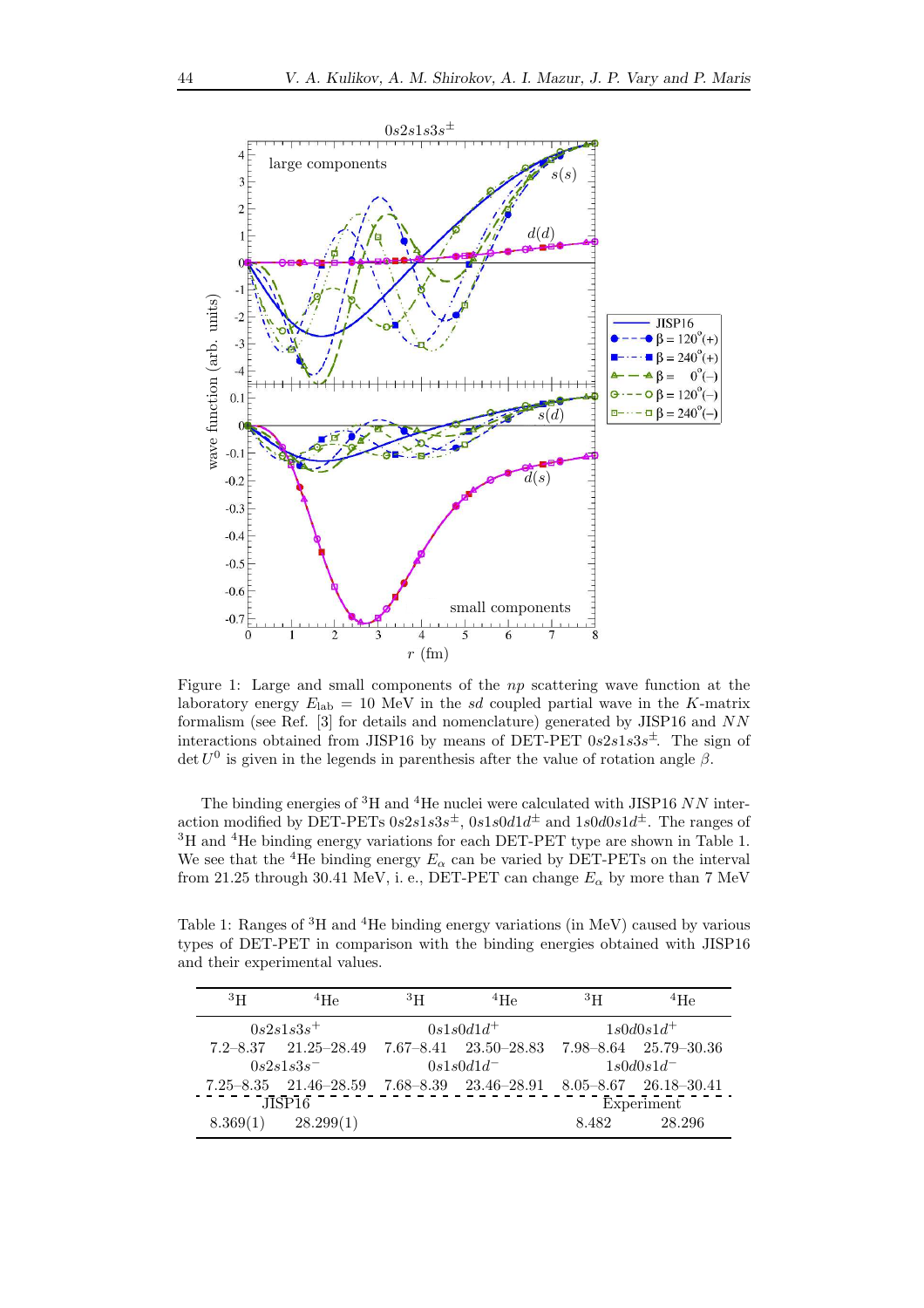Figure 1: Large and small components of the $np$ scattering wave function at the laboratory energy $E_{\rm lab} = 10$ MeV in the $sd$ coupled partial wave in the $K$-matrix formalism (see Ref. [3] for details and nomenclature) generated by JISP16 and $NN$ interactions obtained from JISP16 by means of DET-PET $0s2s1s3s^{\pm}$. The sign of $\det U^0$ is given in the legends in parenthesis after the value of rotation angle $\beta$.

The binding energies of $^3$H and $^4$He nuclei were calculated with JISP16 $NN$ interaction modified by DET-PETs $0s2s1s3s^{\pm}$, $0s1s0d1d^{\pm}$ and $1s0d0s1d^{\pm}$. The ranges of $^3$H and $^4$He binding energy variations for each DET-PET type are shown in Table 1. We see that the $^4$He binding energy $E_\alpha$ can be varied by DET-PETs on the interval from 21.25 through 30.41 MeV, i. e., DET-PET can change $E_\alpha$ by more than 7 MeV

Table 1: Ranges of $^3$H and $^4$He binding energy variations (in MeV) caused by various types of DET-PET in comparison with the binding energies obtained with JISP16 and their experimental values.

| $^3$H | $^4$He | $^3$H | $^4$He | $^3$H | $^4$He |
|---|---|---|---|---|---|
| $0s2s1s3s^+$ | | $0s1s0d1d^+$ | | $1s0d0s1d^+$ | |
| 7.2–8.37 | 21.25–28.49 | 7.67–8.41 | 23.50–28.83 | 7.98–8.64 | 25.79–30.36 |
| $0s2s1s3s^-$ | | $0s1s0d1d^-$ | | $1s0d0s1d^-$ | |
| 7.25–8.35 | 21.46–28.59 | 7.68–8.39 | 23.46–28.91 | 8.05–8.67 | 26.18–30.41 |
| JISP16 | | | | Experiment | |
| 8.369(1) | 28.299(1) | | | 8.482 | 28.296 |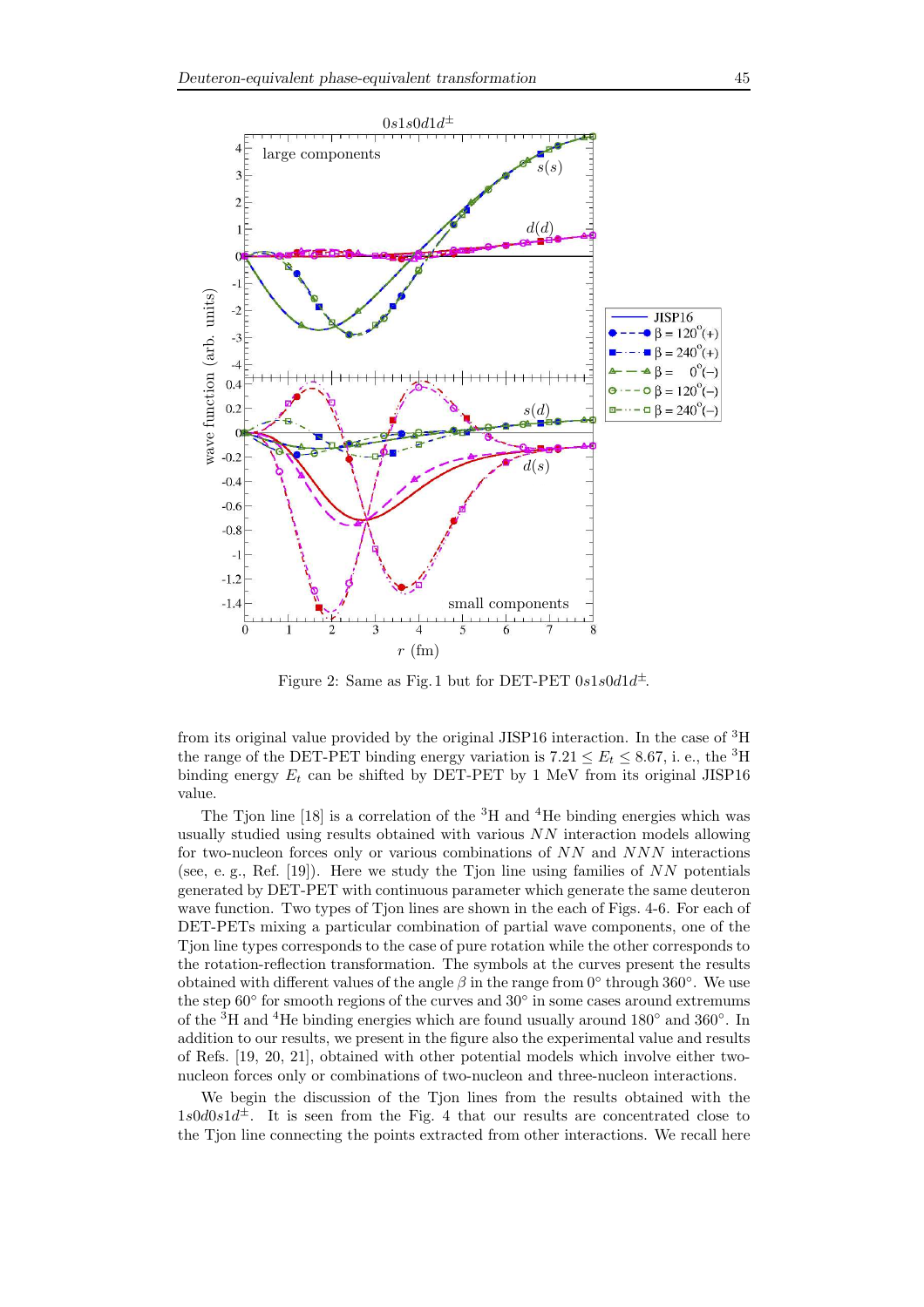Figure 2: Same as Fig. 1 but for DET-PET $0s1s0d1d^{\pm}$.

from its original value provided by the original JISP16 interaction. In the case of $^3$H the range of the DET-PET binding energy variation is $7.21 \leq E_t \leq 8.67$, i. e., the $^3$H binding energy $E_t$ can be shifted by DET-PET by 1 MeV from its original JISP16 value.

The Tjon line [18] is a correlation of the $^3$H and $^4$He binding energies which was usually studied using results obtained with various $NN$ interaction models allowing for two-nucleon forces only or various combinations of $NN$ and $NNN$ interactions (see, e. g., Ref. [19]). Here we study the Tjon line using families of $NN$ potentials generated by DET-PET with continuous parameter which generate the same deuteron wave function. Two types of Tjon lines are shown in the each of Figs. 4-6. For each of DET-PETs mixing a particular combination of partial wave components, one of the Tjon line types corresponds to the case of pure rotation while the other corresponds to the rotation-reflection transformation. The symbols at the curves present the results obtained with different values of the angle $\beta$ in the range from $0°$ through $360°$. We use the step $60°$ for smooth regions of the curves and $30°$ in some cases around extremums of the $^3$H and $^4$He binding energies which are found usually around $180°$ and $360°$. In addition to our results, we present in the figure also the experimental value and results of Refs. [19, 20, 21], obtained with other potential models which involve either two-nucleon forces only or combinations of two-nucleon and three-nucleon interactions.

We begin the discussion of the Tjon lines from the results obtained with the $1s0d0s1d^{\pm}$. It is seen from the Fig. 4 that our results are concentrated close to the Tjon line connecting the points extracted from other interactions. We recall here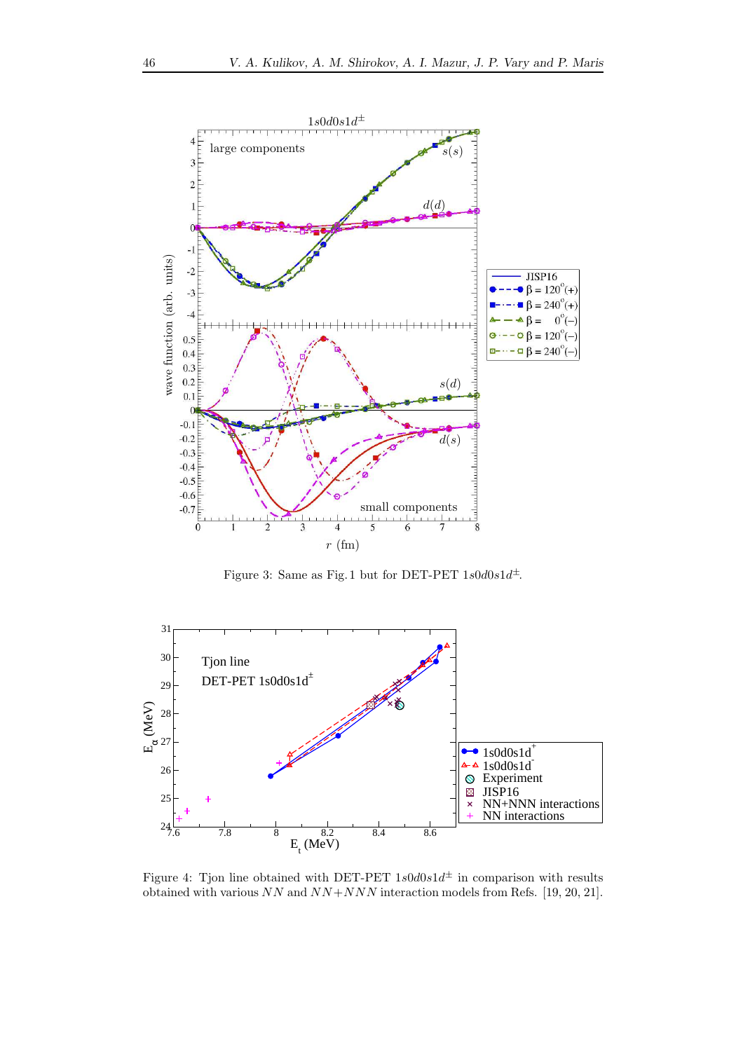Figure 3: Same as Fig. 1 but for DET-PET $1s0d0s1d^{\pm}$.

Figure 4: Tjon line obtained with DET-PET $1s0d0s1d^{\pm}$ in comparison with results obtained with various $NN$ and $NN+NNN$ interaction models from Refs. [19, 20, 21].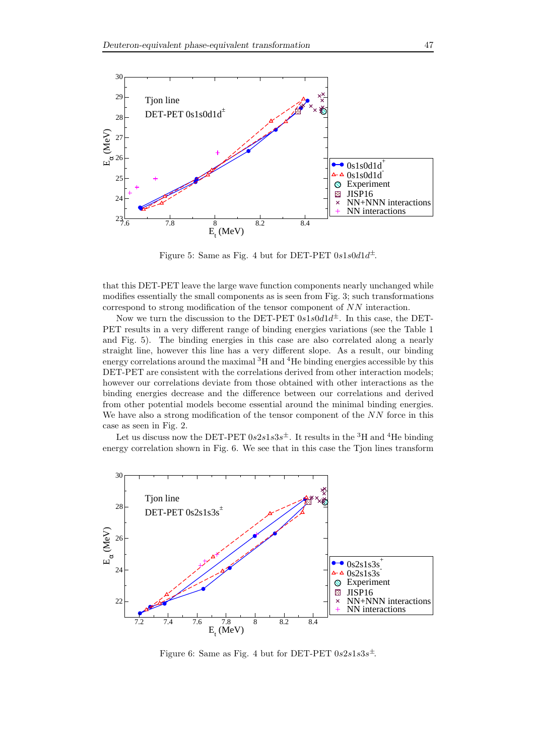Figure 5: Same as Fig. 4 but for DET-PET $0s1s0d1d^{\pm}$.

that this DET-PET leave the large wave function components nearly unchanged while modifies essentially the small components as is seen from Fig. 3; such transformations correspond to strong modification of the tensor component of $NN$ interaction.

Now we turn the discussion to the DET-PET $0s1s0d1d^{\pm}$. In this case, the DET-PET results in a very different range of binding energies variations (see the Table 1 and Fig. 5). The binding energies in this case are also correlated along a nearly straight line, however this line has a very different slope. As a result, our binding energy correlations around the maximal $^3$H and $^4$He binding energies accessible by this DET-PET are consistent with the correlations derived from other interaction models; however our correlations deviate from those obtained with other interactions as the binding energies decrease and the difference between our correlations and derived from other potential models become essential around the minimal binding energies. We have also a strong modification of the tensor component of the $NN$ force in this case as seen in Fig. 2.

Let us discuss now the DET-PET $0s2s1s3s^{\pm}$. It results in the $^3$H and $^4$He binding energy correlation shown in Fig. 6. We see that in this case the Tjon lines transform

Figure 6: Same as Fig. 4 but for DET-PET $0s2s1s3s^{\pm}$.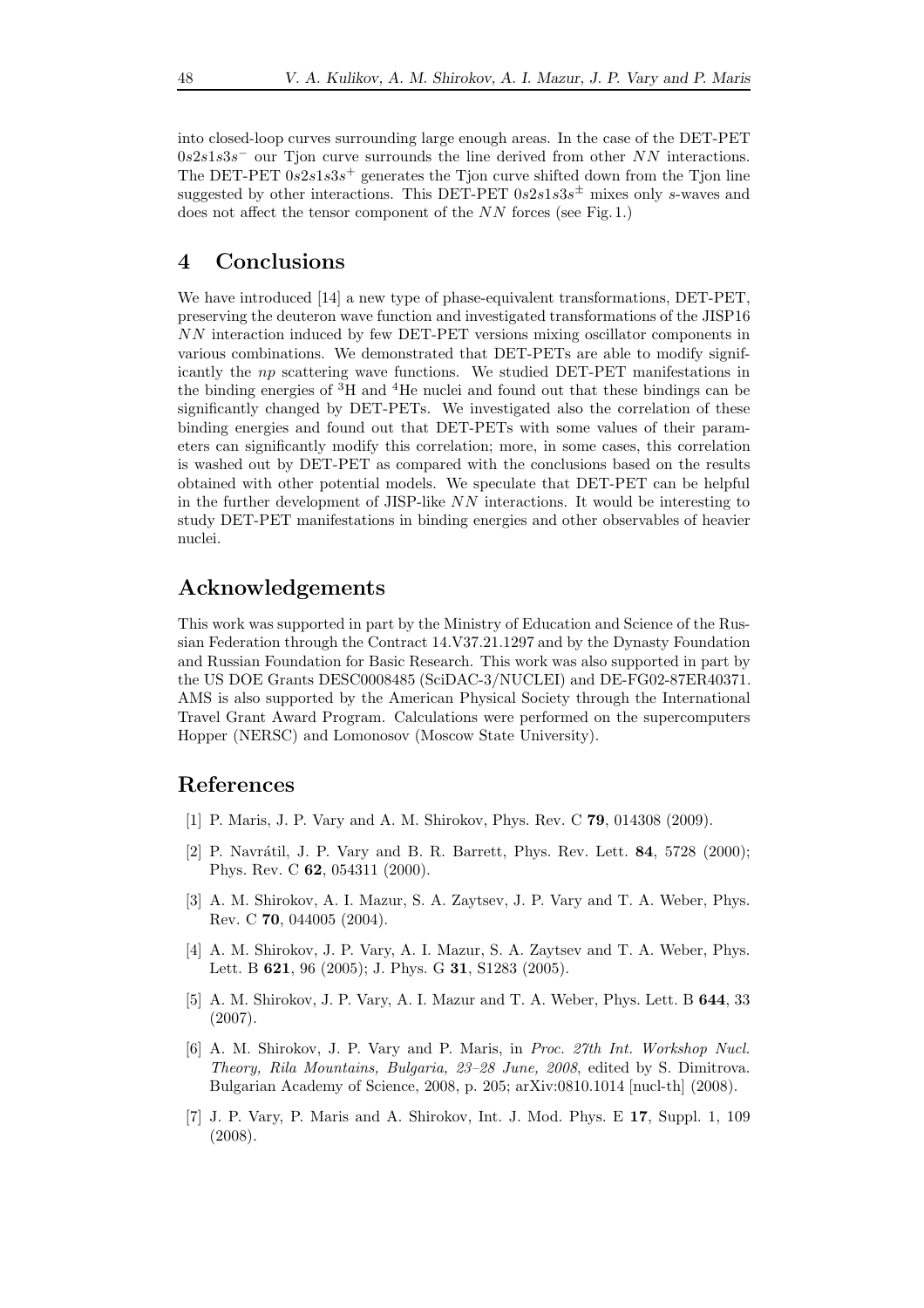into closed-loop curves surrounding large enough areas. In the case of the DET-PET $0s2s1s3s^-$ our Tjon curve surrounds the line derived from other $NN$ interactions. The DET-PET $0s2s1s3s^+$ generates the Tjon curve shifted down from the Tjon line suggested by other interactions. This DET-PET $0s2s1s3s^\pm$ mixes only $s$-waves and does not affect the tensor component of the $NN$ forces (see Fig. 1.)

## 4 Conclusions

We have introduced [14] a new type of phase-equivalent transformations, DET-PET, preserving the deuteron wave function and investigated transformations of the JISP16 $NN$ interaction induced by few DET-PET versions mixing oscillator components in various combinations. We demonstrated that DET-PETs are able to modify significantly the $np$ scattering wave functions. We studied DET-PET manifestations in the binding energies of $^3$H and $^4$He nuclei and found out that these bindings can be significantly changed by DET-PETs. We investigated also the correlation of these binding energies and found out that DET-PETs with some values of their parameters can significantly modify this correlation; more, in some cases, this correlation is washed out by DET-PET as compared with the conclusions based on the results obtained with other potential models. We speculate that DET-PET can be helpful in the further development of JISP-like $NN$ interactions. It would be interesting to study DET-PET manifestations in binding energies and other observables of heavier nuclei.

## Acknowledgements

This work was supported in part by the Ministry of Education and Science of the Russian Federation through the Contract 14.V37.21.1297 and by the Dynasty Foundation and Russian Foundation for Basic Research. This work was also supported in part by the US DOE Grants DESC0008485 (SciDAC-3/NUCLEI) and DE-FG02-87ER40371. AMS is also supported by the American Physical Society through the International Travel Grant Award Program. Calculations were performed on the supercomputers Hopper (NERSC) and Lomonosov (Moscow State University).

## References

[1] P. Maris, J. P. Vary and A. M. Shirokov, Phys. Rev. C **79**, 014308 (2009).

[2] P. Navrátil, J. P. Vary and B. R. Barrett, Phys. Rev. Lett. **84**, 5728 (2000); Phys. Rev. C **62**, 054311 (2000).

[3] A. M. Shirokov, A. I. Mazur, S. A. Zaytsev, J. P. Vary and T. A. Weber, Phys. Rev. C **70**, 044005 (2004).

[4] A. M. Shirokov, J. P. Vary, A. I. Mazur, S. A. Zaytsev and T. A. Weber, Phys. Lett. B **621**, 96 (2005); J. Phys. G **31**, S1283 (2005).

[5] A. M. Shirokov, J. P. Vary, A. I. Mazur and T. A. Weber, Phys. Lett. B **644**, 33 (2007).

[6] A. M. Shirokov, J. P. Vary and P. Maris, in *Proc. 27th Int. Workshop Nucl. Theory, Rila Mountains, Bulgaria, 23–28 June, 2008*, edited by S. Dimitrova. Bulgarian Academy of Science, 2008, p. 205; arXiv:0810.1014 [nucl-th] (2008).

[7] J. P. Vary, P. Maris and A. Shirokov, Int. J. Mod. Phys. E **17**, Suppl. 1, 109 (2008).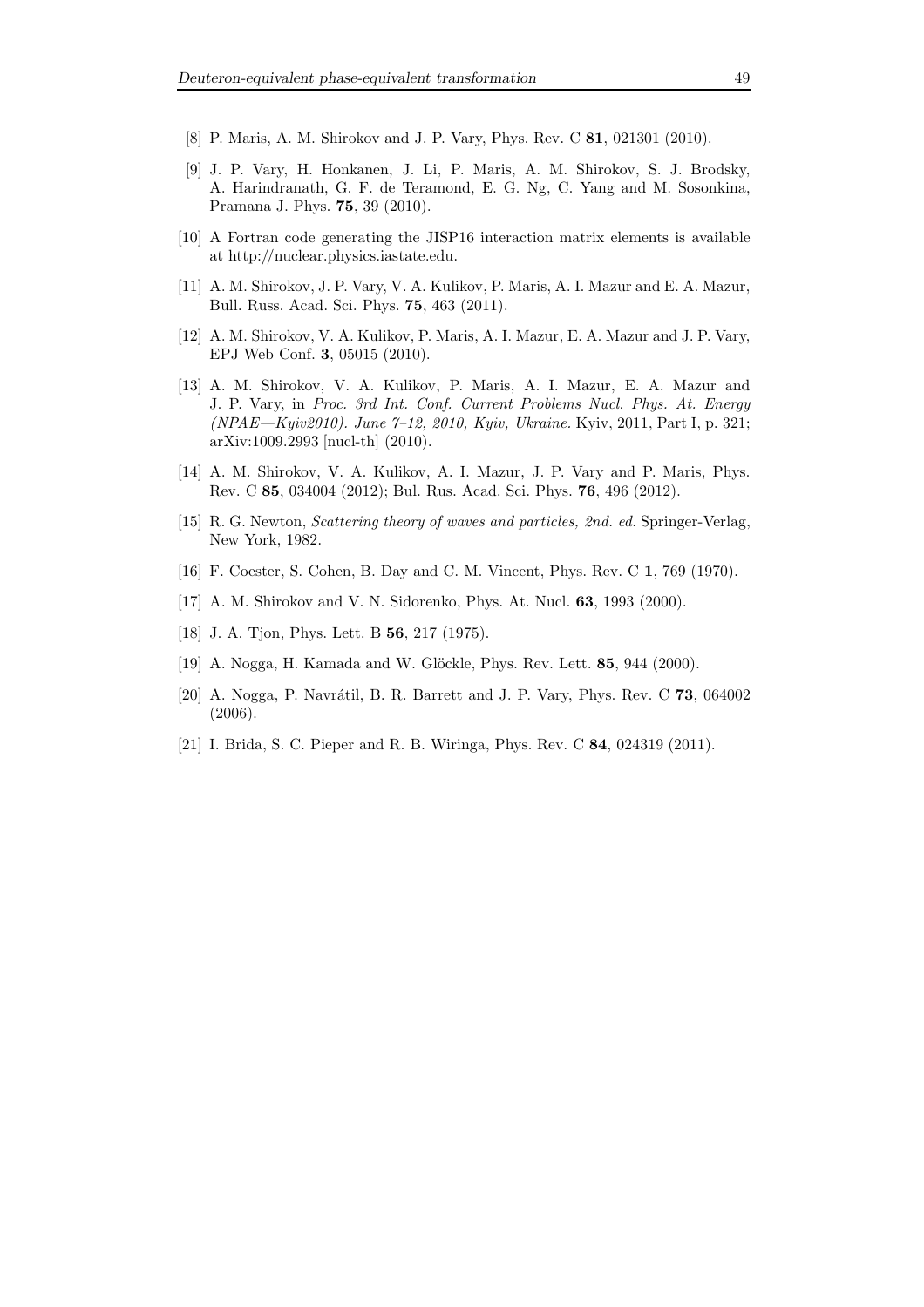[8] P. Maris, A. M. Shirokov and J. P. Vary, Phys. Rev. C **81**, 021301 (2010).

[9] J. P. Vary, H. Honkanen, J. Li, P. Maris, A. M. Shirokov, S. J. Brodsky, A. Harindranath, G. F. de Teramond, E. G. Ng, C. Yang and M. Sosonkina, Pramana J. Phys. **75**, 39 (2010).

[10] A Fortran code generating the JISP16 interaction matrix elements is available at http://nuclear.physics.iastate.edu.

[11] A. M. Shirokov, J. P. Vary, V. A. Kulikov, P. Maris, A. I. Mazur and E. A. Mazur, Bull. Russ. Acad. Sci. Phys. **75**, 463 (2011).

[12] A. M. Shirokov, V. A. Kulikov, P. Maris, A. I. Mazur, E. A. Mazur and J. P. Vary, EPJ Web Conf. **3**, 05015 (2010).

[13] A. M. Shirokov, V. A. Kulikov, P. Maris, A. I. Mazur, E. A. Mazur and J. P. Vary, in *Proc. 3rd Int. Conf. Current Problems Nucl. Phys. At. Energy (NPAE—Kyiv2010). June 7–12, 2010, Kyiv, Ukraine.* Kyiv, 2011, Part I, p. 321; arXiv:1009.2993 [nucl-th] (2010).

[14] A. M. Shirokov, V. A. Kulikov, A. I. Mazur, J. P. Vary and P. Maris, Phys. Rev. C **85**, 034004 (2012); Bul. Rus. Acad. Sci. Phys. **76**, 496 (2012).

[15] R. G. Newton, *Scattering theory of waves and particles, 2nd. ed.* Springer-Verlag, New York, 1982.

[16] F. Coester, S. Cohen, B. Day and C. M. Vincent, Phys. Rev. C **1**, 769 (1970).

[17] A. M. Shirokov and V. N. Sidorenko, Phys. At. Nucl. **63**, 1993 (2000).

[18] J. A. Tjon, Phys. Lett. B **56**, 217 (1975).

[19] A. Nogga, H. Kamada and W. Glöckle, Phys. Rev. Lett. **85**, 944 (2000).

[20] A. Nogga, P. Navrátil, B. R. Barrett and J. P. Vary, Phys. Rev. C **73**, 064002 (2006).

[21] I. Brida, S. C. Pieper and R. B. Wiringa, Phys. Rev. C **84**, 024319 (2011).